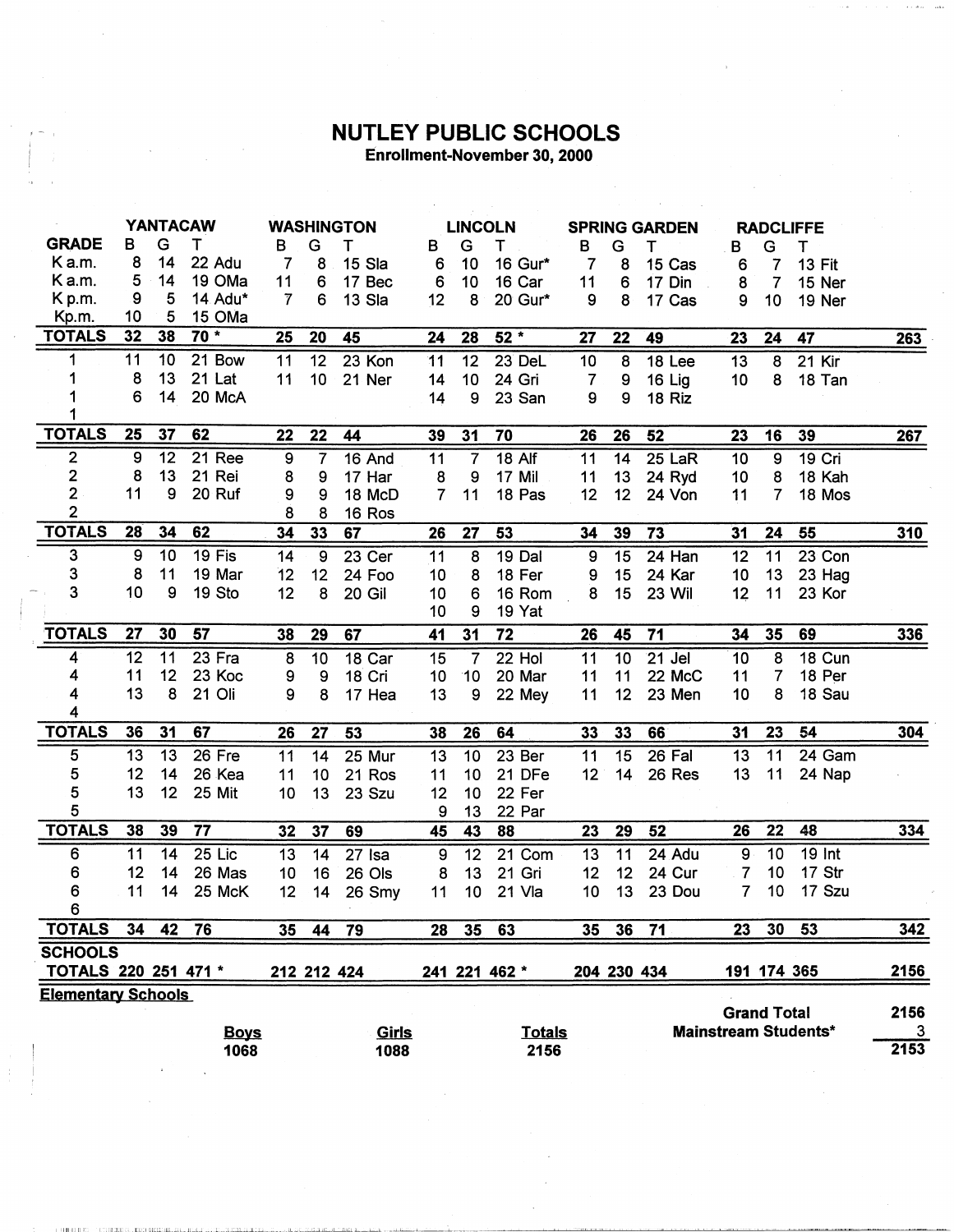# NUTLEY PUBLIC SCHOOLS

**Enrollment-November 30, 2000**

| | YANTACAW | | | WASHINGTON | | | LINCOLN | | | SPRING GARDEN | | | RADCLIFFE | | | |
|---|---|---|---|---|---|---|---|---|---|---|---|---|---|---|---|---|
| **GRADE** | B | G | T | B | G | T | B | G | T | B | G | T | B | G | T | |
| K a.m. | 8 | 14 | 22 Adu | 7 | 8 | 15 Sla | 6 | 10 | 16 Gur* | 7 | 8 | 15 Cas | 6 | 7 | 13 Fit | |
| K a.m. | 5 | 14 | 19 OMa | 11 | 6 | 17 Bec | 6 | 10 | 16 Car | 11 | 6 | 17 Din | 8 | 7 | 15 Ner | |
| K p.m. | 9 | 5 | 14 Adu* | 7 | 6 | 13 Sla | 12 | 8 | 20 Gur* | 9 | 8 | 17 Cas | 9 | 10 | 19 Ner | |
| Kp.m. | 10 | 5 | 15 OMa | | | | | | | | | | | | | |
| **TOTALS** | 32 | 38 | 70 * | 25 | 20 | 45 | 24 | 28 | 52 * | 27 | 22 | 49 | 23 | 24 | 47 | 263 |
| 1 | 11 | 10 | 21 Bow | 11 | 12 | 23 Kon | 11 | 12 | 23 DeL | 10 | 8 | 18 Lee | 13 | 8 | 21 Kir | |
| 1 | 8 | 13 | 21 Lat | 11 | 10 | 21 Ner | 14 | 10 | 24 Gri | 7 | 9 | 16 Lig | 10 | 8 | 18 Tan | |
| 1 | 6 | 14 | 20 McA | | | | 14 | 9 | 23 San | 9 | 9 | 18 Riz | | | | |
| 1 | | | | | | | | | | | | | | | | |
| **TOTALS** | 25 | 37 | 62 | 22 | 22 | 44 | 39 | 31 | 70 | 26 | 26 | 52 | 23 | 16 | 39 | 267 |
| 2 | 9 | 12 | 21 Ree | 9 | 7 | 16 And | 11 | 7 | 18 Alf | 11 | 14 | 25 LaR | 10 | 9 | 19 Cri | |
| 2 | 8 | 13 | 21 Rei | 8 | 9 | 17 Har | 8 | 9 | 17 Mil | 11 | 13 | 24 Ryd | 10 | 8 | 18 Kah | |
| 2 | 11 | 9 | 20 Ruf | 9 | 9 | 18 McD | 7 | 11 | 18 Pas | 12 | 12 | 24 Von | 11 | 7 | 18 Mos | |
| 2 | | | | 8 | 8 | 16 Ros | | | | | | | | | | |
| **TOTALS** | 28 | 34 | 62 | 34 | 33 | 67 | 26 | 27 | 53 | 34 | 39 | 73 | 31 | 24 | 55 | 310 |
| 3 | 9 | 10 | 19 Fis | 14 | 9 | 23 Cer | 11 | 8 | 19 Dal | 9 | 15 | 24 Han | 12 | 11 | 23 Con | |
| 3 | 8 | 11 | 19 Mar | 12 | 12 | 24 Foo | 10 | 8 | 18 Fer | 9 | 15 | 24 Kar | 10 | 13 | 23 Hag | |
| 3 | 10 | 9 | 19 Sto | 12 | 8 | 20 Gil | 10 | 6 | 16 Rom | 8 | 15 | 23 Wil | 12 | 11 | 23 Kor | |
| | | | | | | | 10 | 9 | 19 Yat | | | | | | | |
| **TOTALS** | 27 | 30 | 57 | 38 | 29 | 67 | 41 | 31 | 72 | 26 | 45 | 71 | 34 | 35 | 69 | 336 |
| 4 | 12 | 11 | 23 Fra | 8 | 10 | 18 Car | 15 | 7 | 22 Hol | 11 | 10 | 21 Jel | 10 | 8 | 18 Cun | |
| 4 | 11 | 12 | 23 Koc | 9 | 9 | 18 Cri | 10 | 10 | 20 Mar | 11 | 11 | 22 McC | 11 | 7 | 18 Per | |
| 4 | 13 | 8 | 21 Oli | 9 | 8 | 17 Hea | 13 | 9 | 22 Mey | 11 | 12 | 23 Men | 10 | 8 | 18 Sau | |
| 4 | | | | | | | | | | | | | | | | |
| **TOTALS** | 36 | 31 | 67 | 26 | 27 | 53 | 38 | 26 | 64 | 33 | 33 | 66 | 31 | 23 | 54 | 304 |
| 5 | 13 | 13 | 26 Fre | 11 | 14 | 25 Mur | 13 | 10 | 23 Ber | 11 | 15 | 26 Fal | 13 | 11 | 24 Gam | |
| 5 | 12 | 14 | 26 Kea | 11 | 10 | 21 Ros | 11 | 10 | 21 DFe | 12 | 14 | 26 Res | 13 | 11 | 24 Nap | |
| 5 | 13 | 12 | 25 Mit | 10 | 13 | 23 Szu | 12 | 10 | 22 Fer | | | | | | | |
| 5 | | | | | | | 9 | 13 | 22 Par | | | | | | | |
| **TOTALS** | 38 | 39 | 77 | 32 | 37 | 69 | 45 | 43 | 88 | 23 | 29 | 52 | 26 | 22 | 48 | 334 |
| 6 | 11 | 14 | 25 Lic | 13 | 14 | 27 Isa | 9 | 12 | 21 Com | 13 | 11 | 24 Adu | 9 | 10 | 19 Int | |
| 6 | 12 | 14 | 26 Mas | 10 | 16 | 26 Ols | 8 | 13 | 21 Gri | 12 | 12 | 24 Cur | 7 | 10 | 17 Str | |
| 6 | 11 | 14 | 25 McK | 12 | 14 | 26 Smy | 11 | 10 | 21 Vla | 10 | 13 | 23 Dou | 7 | 10 | 17 Szu | |
| 6 | | | | | | | | | | | | | | | | |
| **TOTALS** | 34 | 42 | 76 | 35 | 44 | 79 | 28 | 35 | 63 | 35 | 36 | 71 | 23 | 30 | 53 | 342 |
| **SCHOOLS TOTALS** | 220 | 251 | 471 * | 212 | 212 | 424 | 241 | 221 | 462 * | 204 | 230 | 434 | 191 | 174 | 365 | 2156 |

**Elementary Schools**

| Boys | Girls | Totals |
|---|---|---|
| 1068 | 1088 | 2156 |

| | |
|---|---|
| **Grand Total** | 2156 |
| **Mainstream Students*** | 3 |
| | 2153 |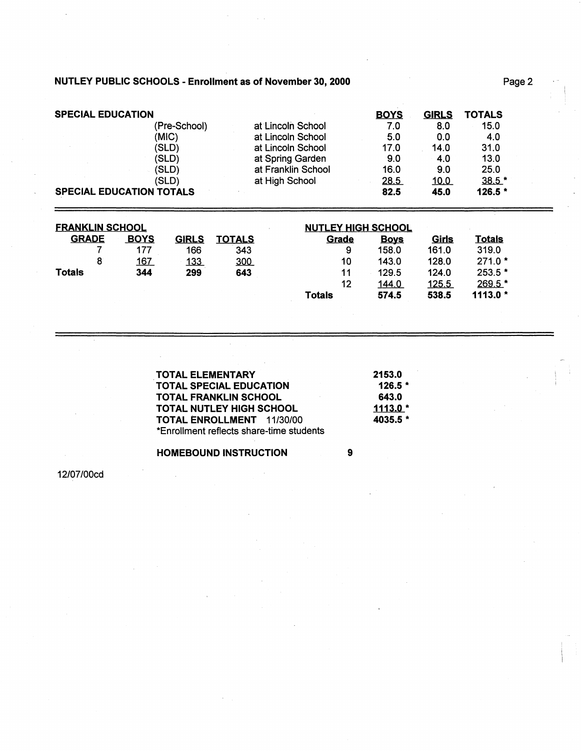## NUTLEY PUBLIC SCHOOLS - Enrollment as of November 30, 2000

| SPECIAL EDUCATION | | | BOYS | GIRLS | TOTALS |
|---|---|---|---|---|---|
| | (Pre-School) | at Lincoln School | 7.0 | 8.0 | 15.0 |
| | (MIC) | at Lincoln School | 5.0 | 0.0 | 4.0 |
| | (SLD) | at Lincoln School | 17.0 | 14.0 | 31.0 |
| | (SLD) | at Spring Garden | 9.0 | 4.0 | 13.0 |
| | (SLD) | at Franklin School | 16.0 | 9.0 | 25.0 |
| | (SLD) | at High School | 28.5 | 10.0 | 38.5 * |
| **SPECIAL EDUCATION TOTALS** | | | **82.5** | **45.0** | **126.5 *** |

**FRANKLIN SCHOOL**

| GRADE | BOYS | GIRLS | TOTALS |
|---|---|---|---|
| 7 | 177 | 166 | 343 |
| 8 | 167 | 133 | 300 |
| **Totals** | **344** | **299** | **643** |

**NUTLEY HIGH SCHOOL**

| Grade | Boys | Girls | Totals |
|---|---|---|---|
| 9 | 158.0 | 161.0 | 319.0 |
| 10 | 143.0 | 128.0 | 271.0 * |
| 11 | 129.5 | 124.0 | 253.5 * |
| 12 | 144.0 | 125.5 | 269.5 * |
| **Totals** | **574.5** | **538.5** | **1113.0 *** |

| | |
|---|---|
| **TOTAL ELEMENTARY** | **2153.0** |
| **TOTAL SPECIAL EDUCATION** | **126.5 *** |
| **TOTAL FRANKLIN SCHOOL** | **643.0** |
| **TOTAL NUTLEY HIGH SCHOOL** | **1113.0 *** |
| **TOTAL ENROLLMENT** 11/30/00 | **4035.5 *** |

*Enrollment reflects share-time students

**HOMEBOUND INSTRUCTION** 9

12/07/00cd